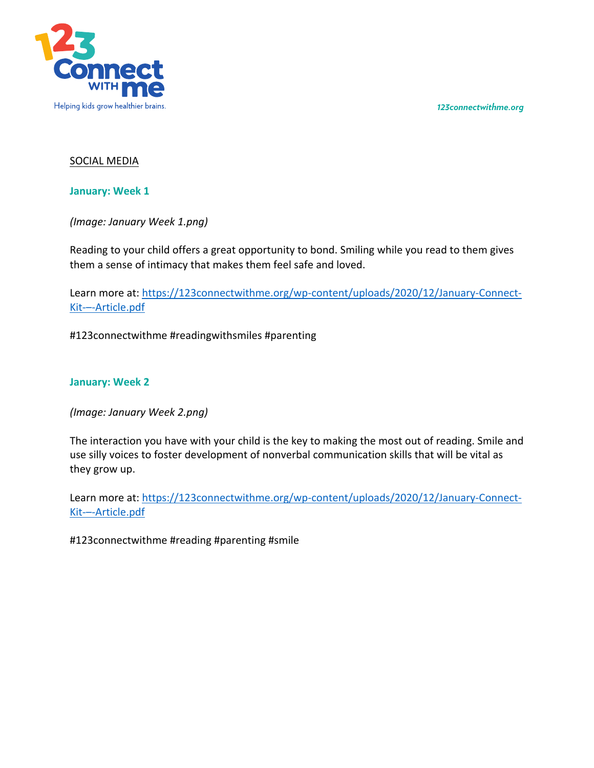SOCIAL MEDIA

## January: Week 1

*(Image: January Week 1.png)*

Reading to your child offers a great opportunity to bond. Smiling while you read to them gives them a sense of intimacy that makes them feel safe and loved.

Learn more at: https://123connectwithme.org/wp-content/uploads/2020/12/January-Connect-Kit-–-Article.pdf

#123connectwithme #readingwithsmiles #parenting

## January: Week 2

*(Image: January Week 2.png)*

The interaction you have with your child is the key to making the most out of reading. Smile and use silly voices to foster development of nonverbal communication skills that will be vital as they grow up.

Learn more at: https://123connectwithme.org/wp-content/uploads/2020/12/January-Connect-Kit-–-Article.pdf

#123connectwithme #reading #parenting #smile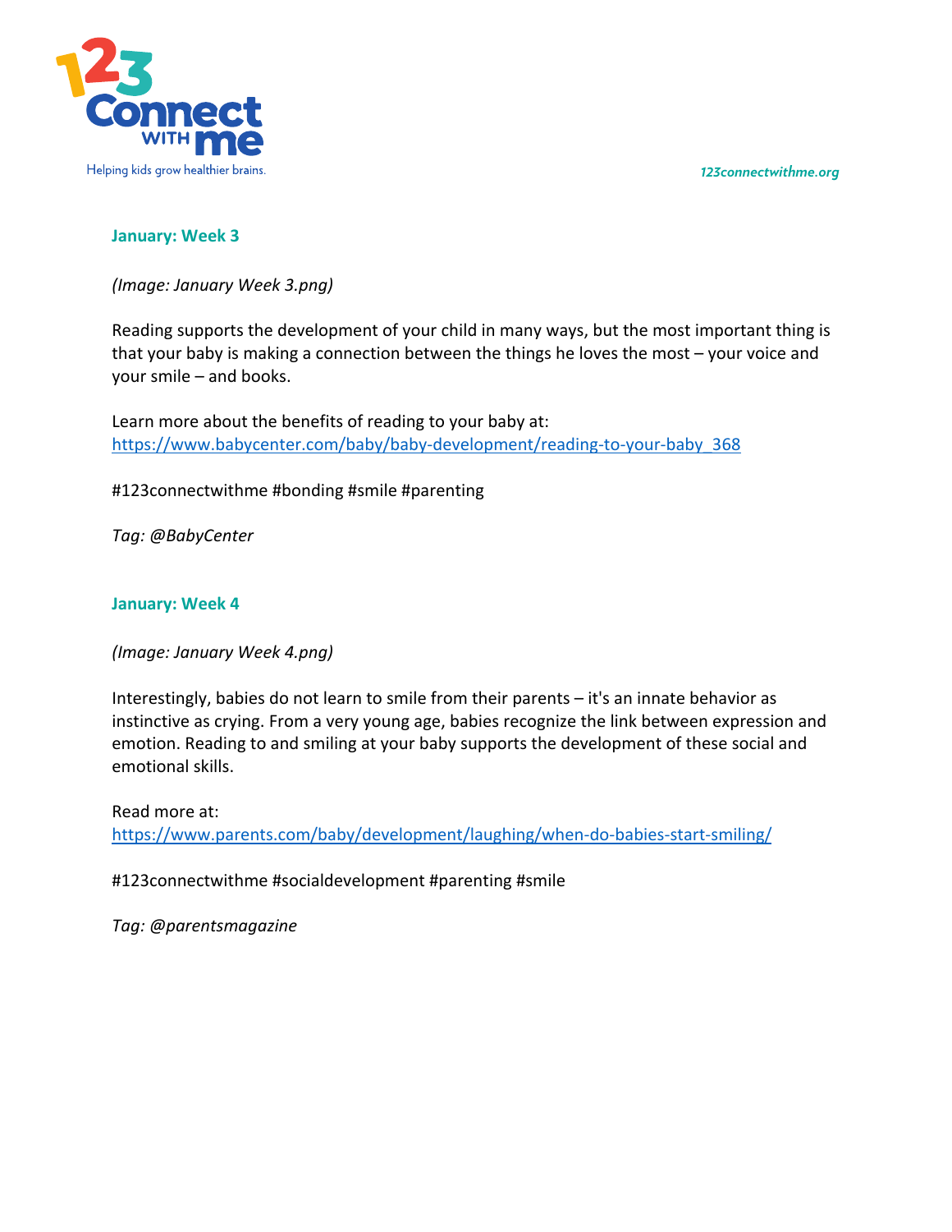### January: Week 3

*(Image: January Week 3.png)*

Reading supports the development of your child in many ways, but the most important thing is that your baby is making a connection between the things he loves the most – your voice and your smile – and books.

Learn more about the benefits of reading to your baby at:
https://www.babycenter.com/baby/baby-development/reading-to-your-baby_368

#123connectwithme #bonding #smile #parenting

*Tag: @BabyCenter*

### January: Week 4

*(Image: January Week 4.png)*

Interestingly, babies do not learn to smile from their parents – it's an innate behavior as instinctive as crying. From a very young age, babies recognize the link between expression and emotion. Reading to and smiling at your baby supports the development of these social and emotional skills.

Read more at:
https://www.parents.com/baby/development/laughing/when-do-babies-start-smiling/

#123connectwithme #socialdevelopment #parenting #smile

*Tag: @parentsmagazine*